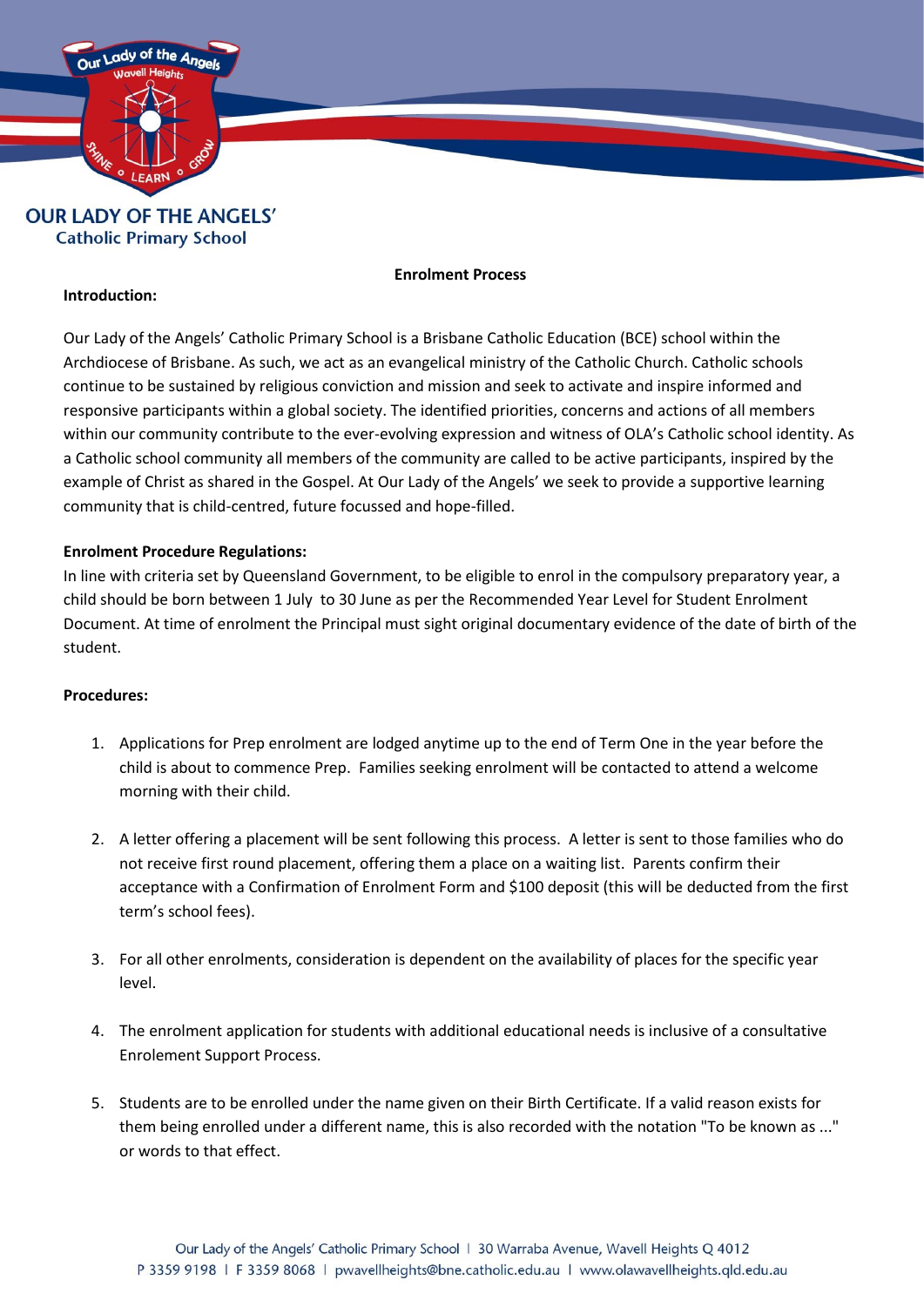# OUR LADY OF THE ANGELS'
## Catholic Primary School

## Enrolment Process

**Introduction:**

Our Lady of the Angels' Catholic Primary School is a Brisbane Catholic Education (BCE) school within the Archdiocese of Brisbane. As such, we act as an evangelical ministry of the Catholic Church. Catholic schools continue to be sustained by religious conviction and mission and seek to activate and inspire informed and responsive participants within a global society. The identified priorities, concerns and actions of all members within our community contribute to the ever-evolving expression and witness of OLA's Catholic school identity. As a Catholic school community all members of the community are called to be active participants, inspired by the example of Christ as shared in the Gospel. At Our Lady of the Angels' we seek to provide a supportive learning community that is child-centred, future focussed and hope-filled.

**Enrolment Procedure Regulations:**

In line with criteria set by Queensland Government, to be eligible to enrol in the compulsory preparatory year, a child should be born between 1 July to 30 June as per the Recommended Year Level for Student Enrolment Document. At time of enrolment the Principal must sight original documentary evidence of the date of birth of the student.

**Procedures:**

1. Applications for Prep enrolment are lodged anytime up to the end of Term One in the year before the child is about to commence Prep. Families seeking enrolment will be contacted to attend a welcome morning with their child.

2. A letter offering a placement will be sent following this process. A letter is sent to those families who do not receive first round placement, offering them a place on a waiting list. Parents confirm their acceptance with a Confirmation of Enrolment Form and $100 deposit (this will be deducted from the first term's school fees).

3. For all other enrolments, consideration is dependent on the availability of places for the specific year level.

4. The enrolment application for students with additional educational needs is inclusive of a consultative Enrolement Support Process.

5. Students are to be enrolled under the name given on their Birth Certificate. If a valid reason exists for them being enrolled under a different name, this is also recorded with the notation "To be known as ..." or words to that effect.

Our Lady of the Angels' Catholic Primary School | 30 Warraba Avenue, Wavell Heights Q 4012
P 3359 9198 | F 3359 8068 | pwavellheights@bne.catholic.edu.au | www.olawavellheights.qld.edu.au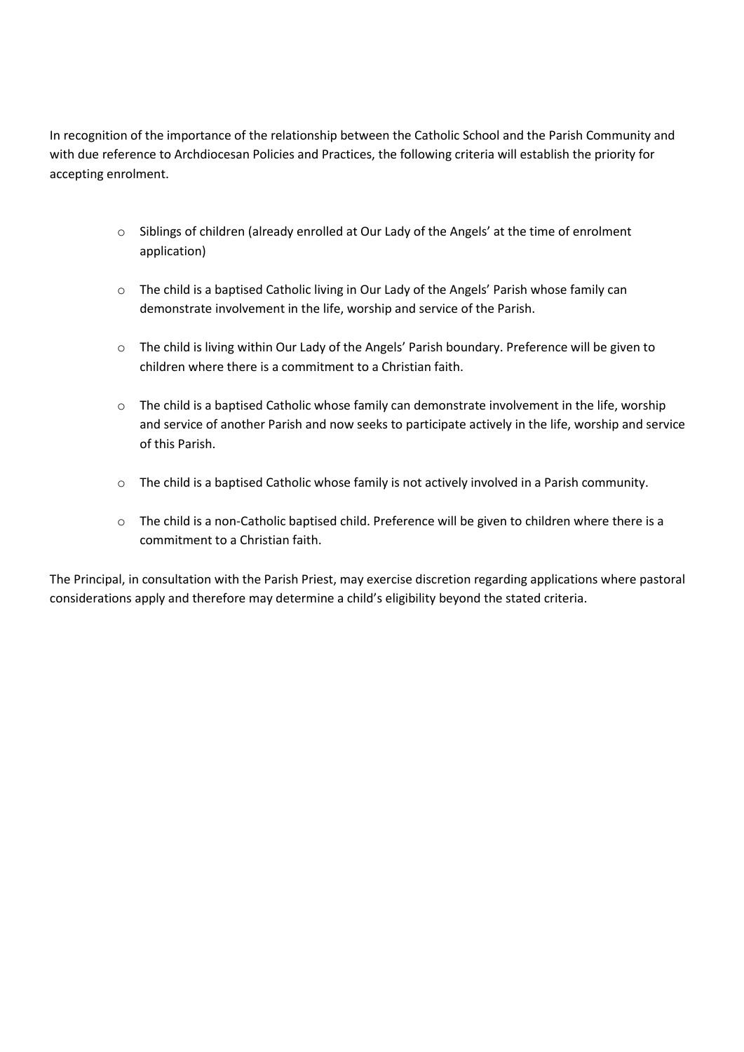In recognition of the importance of the relationship between the Catholic School and the Parish Community and with due reference to Archdiocesan Policies and Practices, the following criteria will establish the priority for accepting enrolment.

- Siblings of children (already enrolled at Our Lady of the Angels' at the time of enrolment application)
- The child is a baptised Catholic living in Our Lady of the Angels' Parish whose family can demonstrate involvement in the life, worship and service of the Parish.
- The child is living within Our Lady of the Angels' Parish boundary. Preference will be given to children where there is a commitment to a Christian faith.
- The child is a baptised Catholic whose family can demonstrate involvement in the life, worship and service of another Parish and now seeks to participate actively in the life, worship and service of this Parish.
- The child is a baptised Catholic whose family is not actively involved in a Parish community.
- The child is a non-Catholic baptised child. Preference will be given to children where there is a commitment to a Christian faith.

The Principal, in consultation with the Parish Priest, may exercise discretion regarding applications where pastoral considerations apply and therefore may determine a child's eligibility beyond the stated criteria.